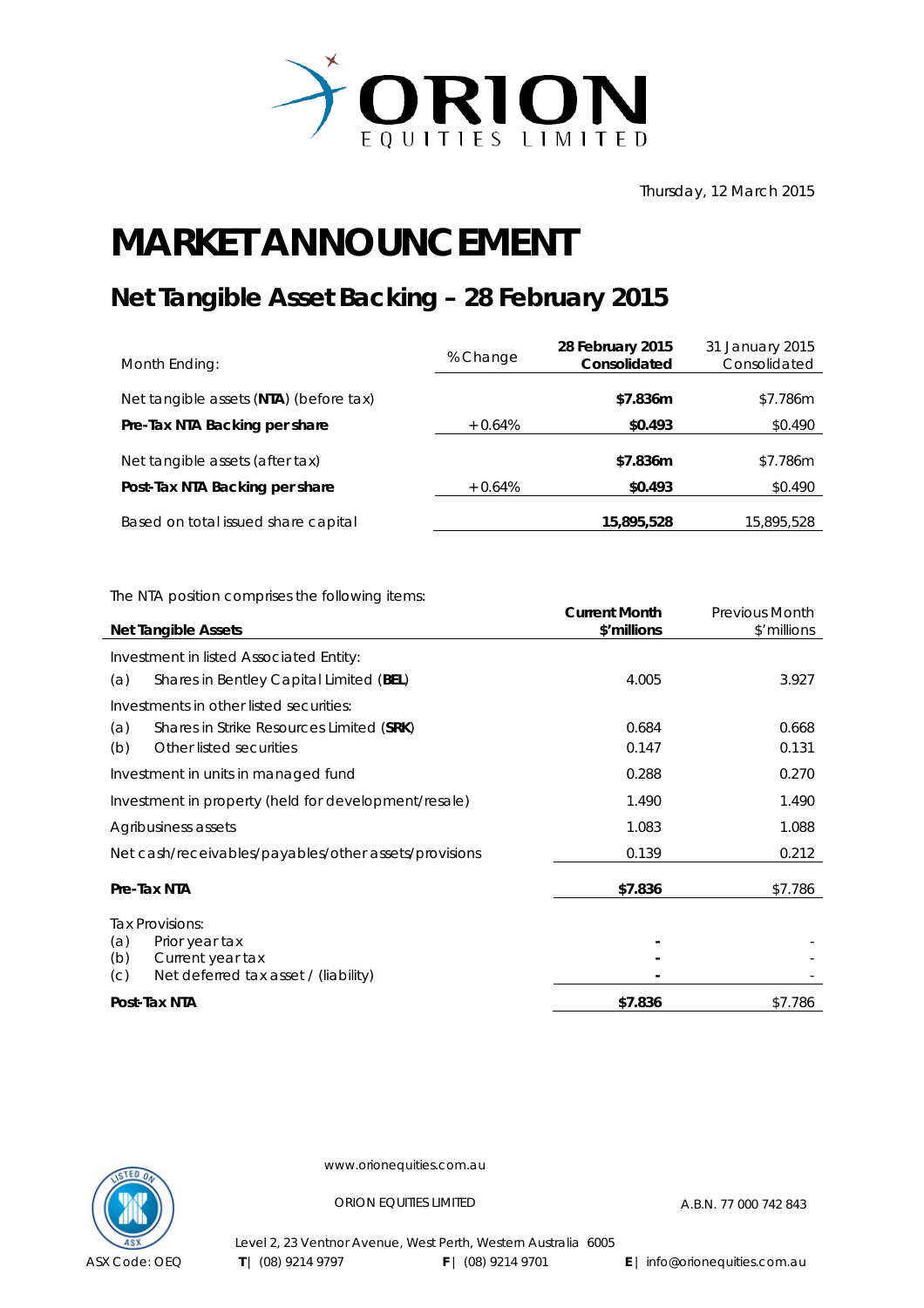ORION EQUITIES LIMITED

Thursday, 12 March 2015

# MARKET ANNOUNCEMENT

## Net Tangible Asset Backing – 28 February 2015

| Month Ending: | % Change | **28 February 2015 Consolidated** | 31 January 2015 Consolidated |
|---|---|---|---|
| Net tangible assets (**NTA**) (before tax) | | **$7.836m** | $7.786m |
| **Pre-Tax NTA Backing per share** | + 0.64% | **$0.493** | $0.490 |
| Net tangible assets (after tax) | | **$7.836m** | $7.786m |
| **Post-Tax NTA Backing per share** | + 0.64% | **$0.493** | $0.490 |
| Based on total issued share capital | | **15,895,528** | 15,895,528 |

The NTA position comprises the following items:

| **Net Tangible Assets** | **Current Month $'millions** | Previous Month $'millions |
|---|---|---|
| Investment in listed Associated Entity: | | |
| (a) Shares in Bentley Capital Limited (**BEL**) | 4.005 | 3.927 |
| Investments in other listed securities: | | |
| (a) Shares in Strike Resources Limited (**SRK**) | 0.684 | 0.668 |
| (b) Other listed securities | 0.147 | 0.131 |
| Investment in units in managed fund | 0.288 | 0.270 |
| Investment in property (held for development/resale) | 1.490 | 1.490 |
| Agribusiness assets | 1.083 | 1.088 |
| Net cash/receivables/payables/other assets/provisions | 0.139 | 0.212 |
| **Pre-Tax NTA** | **$7.836** | $7.786 |
| Tax Provisions: | | |
| (a) Prior year tax | **-** | - |
| (b) Current year tax | **-** | - |
| (c) Net deferred tax asset / (liability) | **-** | - |
| **Post-Tax NTA** | **$7.836** | $7.786 |

www.orionequities.com.au

ORION EQUITIES LIMITED A.B.N. 77 000 742 843

Level 2, 23 Ventnor Avenue, West Perth, Western Australia 6005

ASX Code: OEQ **T** | (08) 9214 9797 **F** | (08) 9214 9701 **E** | info@orionequities.com.au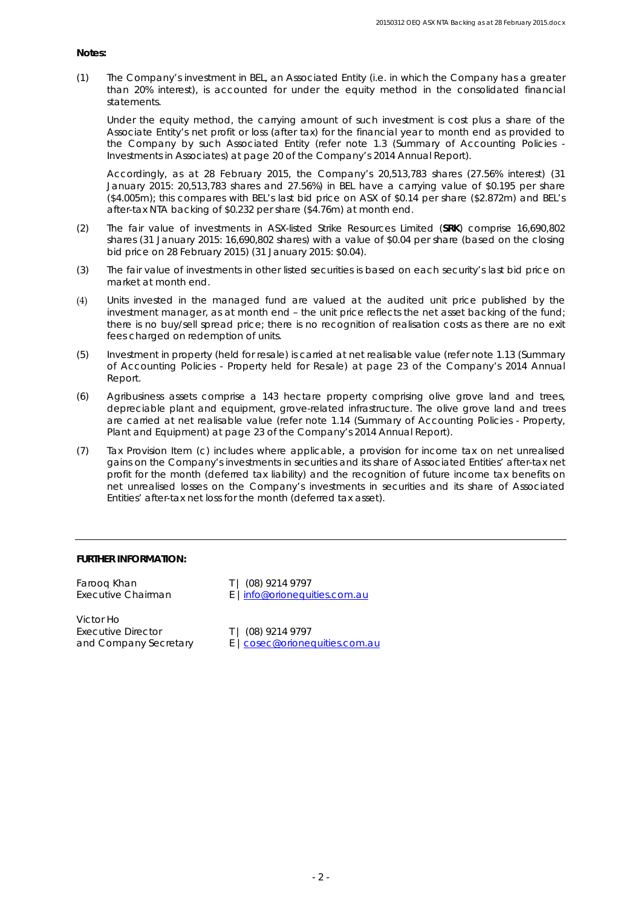**Notes:**

(1) The Company's investment in BEL, an Associated Entity (i.e. in which the Company has a greater than 20% interest), is accounted for under the equity method in the consolidated financial statements.

Under the equity method, the carrying amount of such investment is cost plus a share of the Associate Entity's net profit or loss (after tax) for the financial year to month end as provided to the Company by such Associated Entity (refer note 1.3 (Summary of Accounting Policies - Investments in Associates) at page 20 of the Company's 2014 Annual Report).

Accordingly, as at 28 February 2015, the Company's 20,513,783 shares (27.56% interest) (31 January 2015: 20,513,783 shares and 27.56%) in BEL have a carrying value of $0.195 per share ($4.005m); this compares with BEL's last bid price on ASX of $0.14 per share ($2.872m) and BEL's after-tax NTA backing of $0.232 per share ($4.76m) at month end.

(2) The fair value of investments in ASX-listed Strike Resources Limited (**SRK**) comprise 16,690,802 shares (31 January 2015: 16,690,802 shares) with a value of $0.04 per share (based on the closing bid price on 28 February 2015) (31 January 2015: $0.04).

(3) The fair value of investments in other listed securities is based on each security's last bid price on market at month end.

(4) Units invested in the managed fund are valued at the audited unit price published by the investment manager, as at month end – the unit price reflects the net asset backing of the fund; there is no buy/sell spread price; there is no recognition of realisation costs as there are no exit fees charged on redemption of units.

(5) Investment in property (held for resale) is carried at net realisable value (refer note 1.13 (Summary of Accounting Policies - Property held for Resale) at page 23 of the Company's 2014 Annual Report.

(6) Agribusiness assets comprise a 143 hectare property comprising olive grove land and trees, depreciable plant and equipment, grove-related infrastructure. The olive grove land and trees are carried at net realisable value (refer note 1.14 (Summary of Accounting Policies - Property, Plant and Equipment) at page 23 of the Company's 2014 Annual Report).

(7) Tax Provision Item (c) includes where applicable, a provision for income tax on net unrealised gains on the Company's investments in securities and its share of Associated Entities' after-tax net profit for the month (deferred tax liability) and the recognition of future income tax benefits on net unrealised losses on the Company's investments in securities and its share of Associated Entities' after-tax net loss for the month (deferred tax asset).

---

**FURTHER INFORMATION:**

Farooq Khan
Executive Chairman
T | (08) 9214 9797
E | info@orionequities.com.au

Victor Ho
Executive Director
and Company Secretary
T | (08) 9214 9797
E | cosec@orionequities.com.au